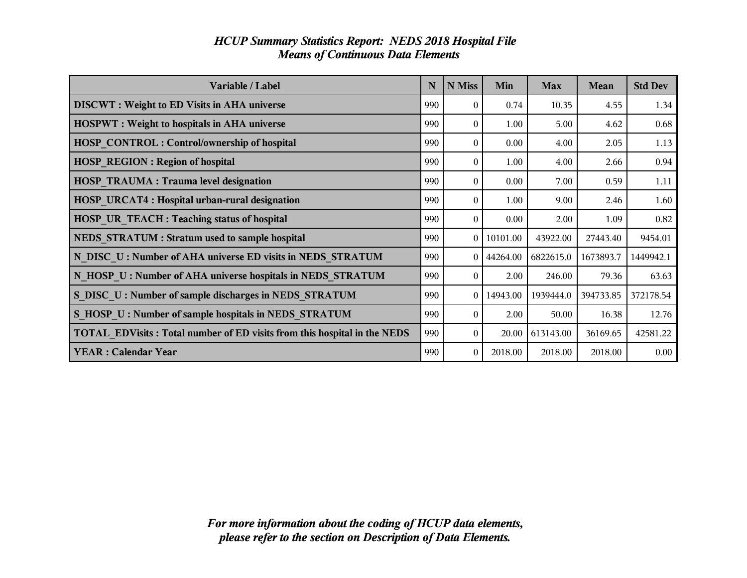# *HCUP Summary Statistics Report: NEDS 2018 Hospital File*
## *Means of Continuous Data Elements*

| Variable / Label | N | N Miss | Min | Max | Mean | Std Dev |
|---|---|---|---|---|---|---|
| **DISCWT : Weight to ED Visits in AHA universe** | 990 | 0 | 0.74 | 10.35 | 4.55 | 1.34 |
| **HOSPWT : Weight to hospitals in AHA universe** | 990 | 0 | 1.00 | 5.00 | 4.62 | 0.68 |
| **HOSP_CONTROL : Control/ownership of hospital** | 990 | 0 | 0.00 | 4.00 | 2.05 | 1.13 |
| **HOSP_REGION : Region of hospital** | 990 | 0 | 1.00 | 4.00 | 2.66 | 0.94 |
| **HOSP_TRAUMA : Trauma level designation** | 990 | 0 | 0.00 | 7.00 | 0.59 | 1.11 |
| **HOSP_URCAT4 : Hospital urban-rural designation** | 990 | 0 | 1.00 | 9.00 | 2.46 | 1.60 |
| **HOSP_UR_TEACH : Teaching status of hospital** | 990 | 0 | 0.00 | 2.00 | 1.09 | 0.82 |
| **NEDS_STRATUM : Stratum used to sample hospital** | 990 | 0 | 10101.00 | 43922.00 | 27443.40 | 9454.01 |
| **N_DISC_U : Number of AHA universe ED visits in NEDS_STRATUM** | 990 | 0 | 44264.00 | 6822615.0 | 1673893.7 | 1449942.1 |
| **N_HOSP_U : Number of AHA universe hospitals in NEDS_STRATUM** | 990 | 0 | 2.00 | 246.00 | 79.36 | 63.63 |
| **S_DISC_U : Number of sample discharges in NEDS_STRATUM** | 990 | 0 | 14943.00 | 1939444.0 | 394733.85 | 372178.54 |
| **S_HOSP_U : Number of sample hospitals in NEDS_STRATUM** | 990 | 0 | 2.00 | 50.00 | 16.38 | 12.76 |
| **TOTAL_EDVisits : Total number of ED visits from this hospital in the NEDS** | 990 | 0 | 20.00 | 613143.00 | 36169.65 | 42581.22 |
| **YEAR : Calendar Year** | 990 | 0 | 2018.00 | 2018.00 | 2018.00 | 0.00 |

***For more information about the coding of HCUP data elements, please refer to the section on Description of Data Elements.***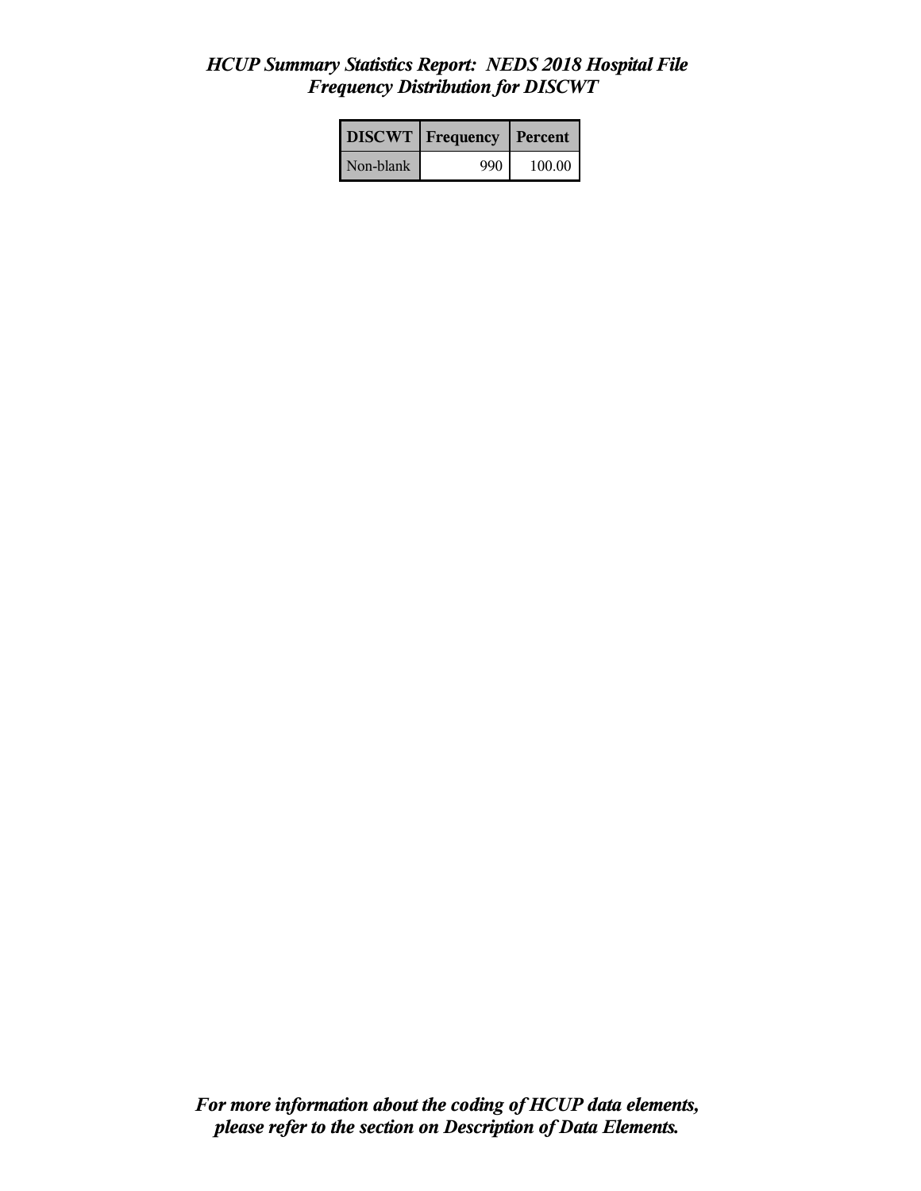*HCUP Summary Statistics Report: NEDS 2018 Hospital File*
*Frequency Distribution for DISCWT*

| DISCWT | Frequency | Percent |
| --- | --- | --- |
| Non-blank | 990 | 100.00 |

***For more information about the coding of HCUP data elements, please refer to the section on Description of Data Elements.***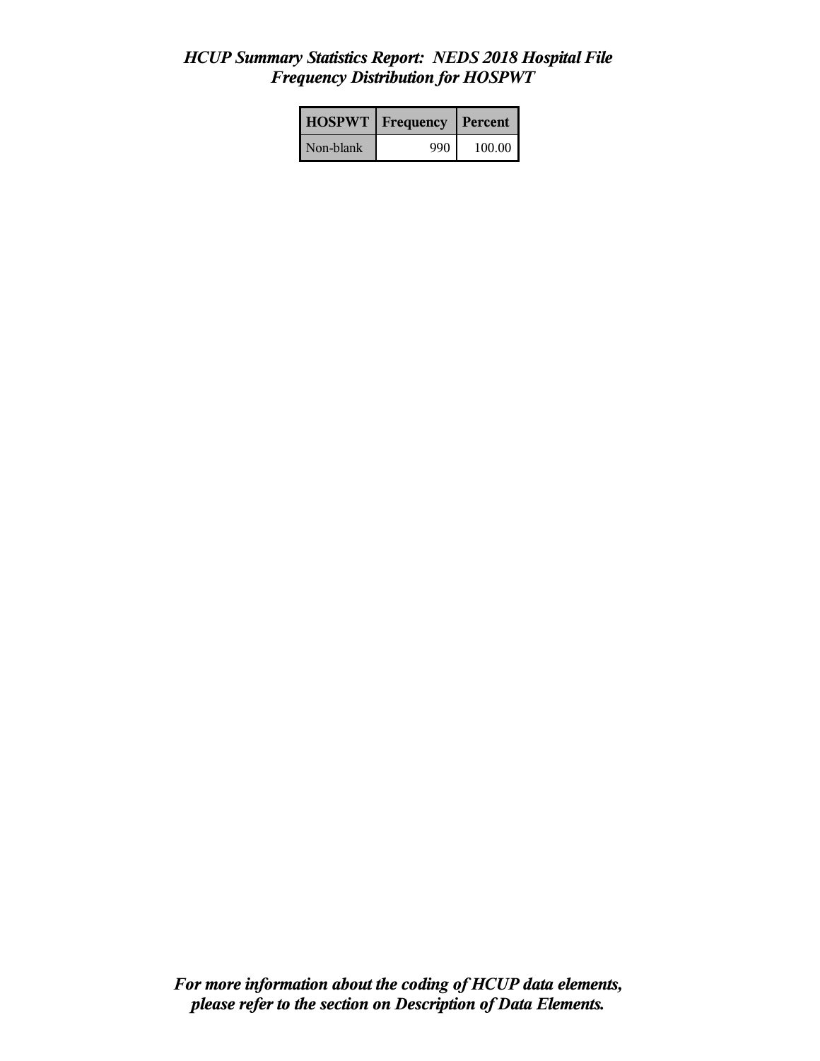*HCUP Summary Statistics Report: NEDS 2018 Hospital File*
*Frequency Distribution for HOSPWT*

| HOSPWT | Frequency | Percent |
|---|---|---|
| Non-blank | 990 | 100.00 |

***For more information about the coding of HCUP data elements, please refer to the section on Description of Data Elements.***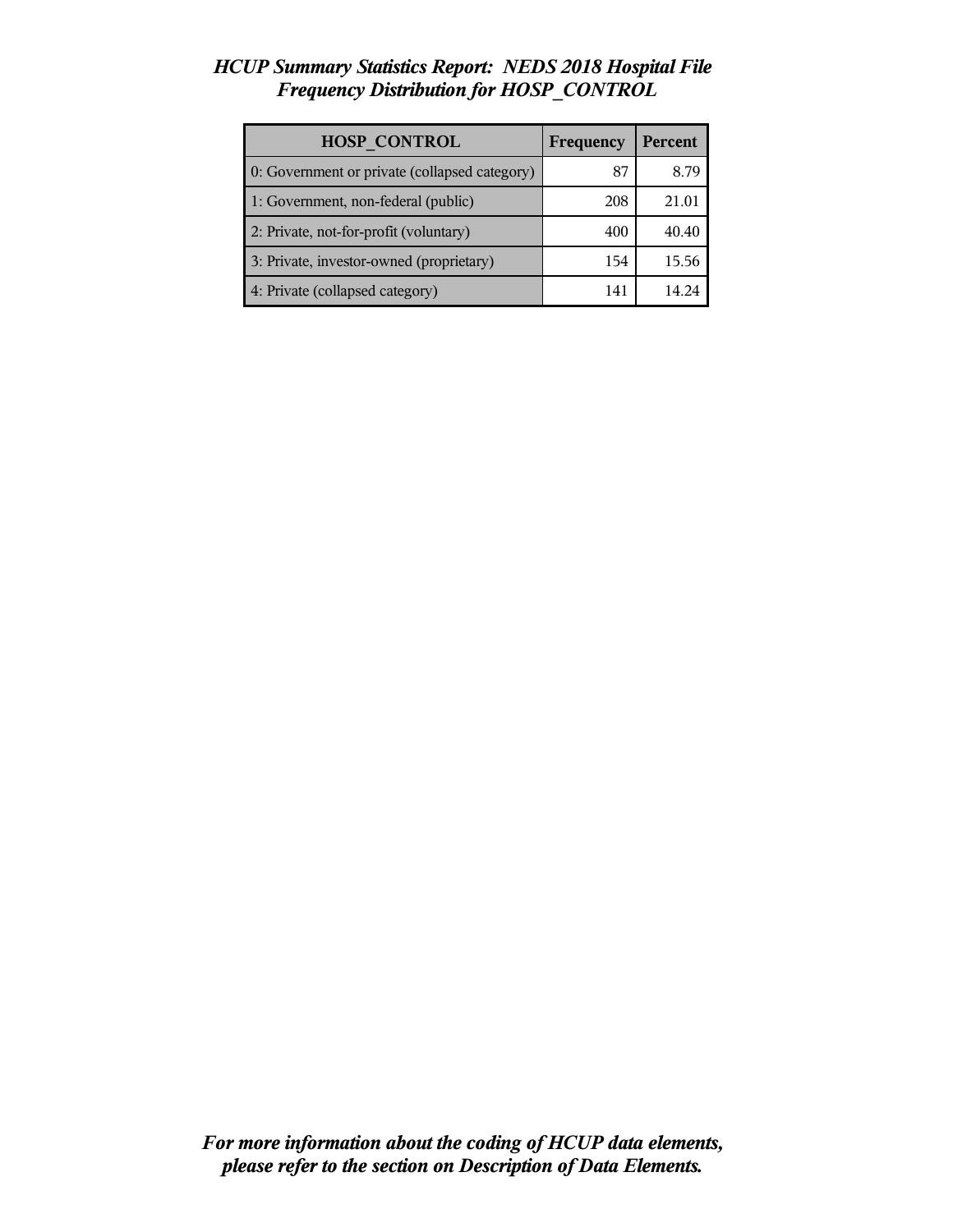*HCUP Summary Statistics Report: NEDS 2018 Hospital File*
*Frequency Distribution for HOSP_CONTROL*

| HOSP_CONTROL | Frequency | Percent |
|---|---|---|
| 0: Government or private (collapsed category) | 87 | 8.79 |
| 1: Government, non-federal (public) | 208 | 21.01 |
| 2: Private, not-for-profit (voluntary) | 400 | 40.40 |
| 3: Private, investor-owned (proprietary) | 154 | 15.56 |
| 4: Private (collapsed category) | 141 | 14.24 |

***For more information about the coding of HCUP data elements, please refer to the section on Description of Data Elements.***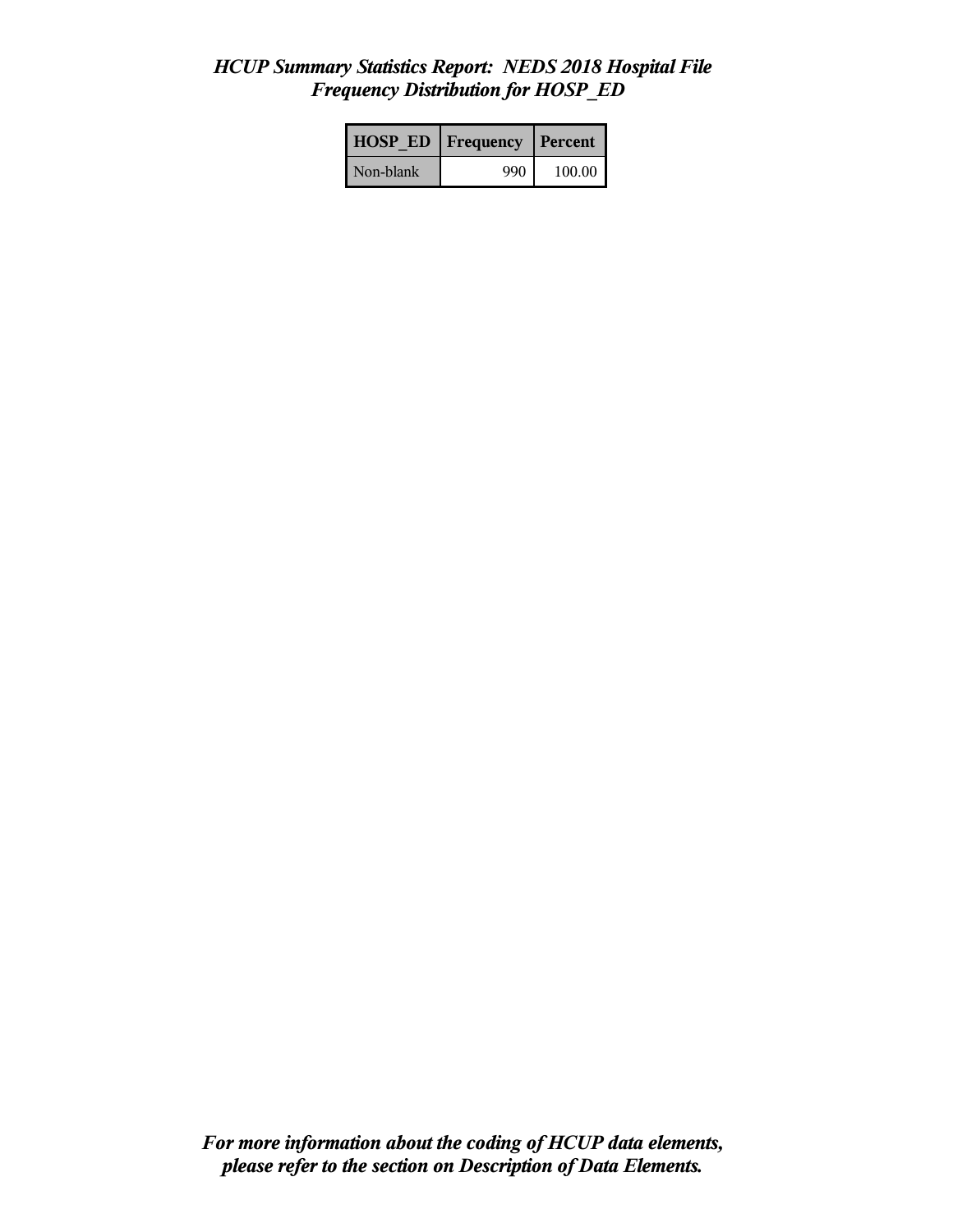# *HCUP Summary Statistics Report: NEDS 2018 Hospital File*
## *Frequency Distribution for HOSP_ED*

| HOSP_ED | Frequency | Percent |
|---|---|---|
| Non-blank | 990 | 100.00 |

***For more information about the coding of HCUP data elements, please refer to the section on Description of Data Elements.***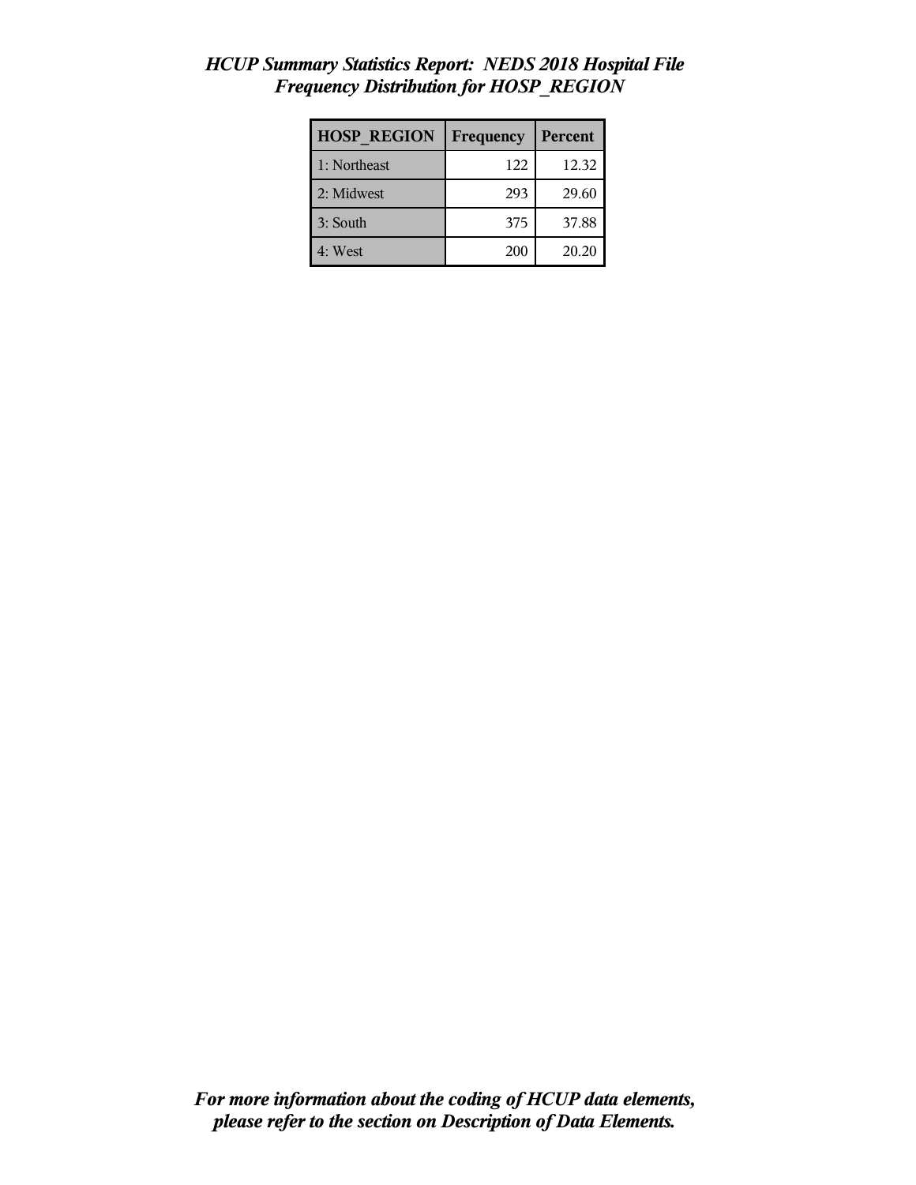*HCUP Summary Statistics Report: NEDS 2018 Hospital File*
*Frequency Distribution for HOSP_REGION*

| HOSP_REGION | Frequency | Percent |
|---|---|---|
| 1: Northeast | 122 | 12.32 |
| 2: Midwest | 293 | 29.60 |
| 3: South | 375 | 37.88 |
| 4: West | 200 | 20.20 |

***For more information about the coding of HCUP data elements, please refer to the section on Description of Data Elements.***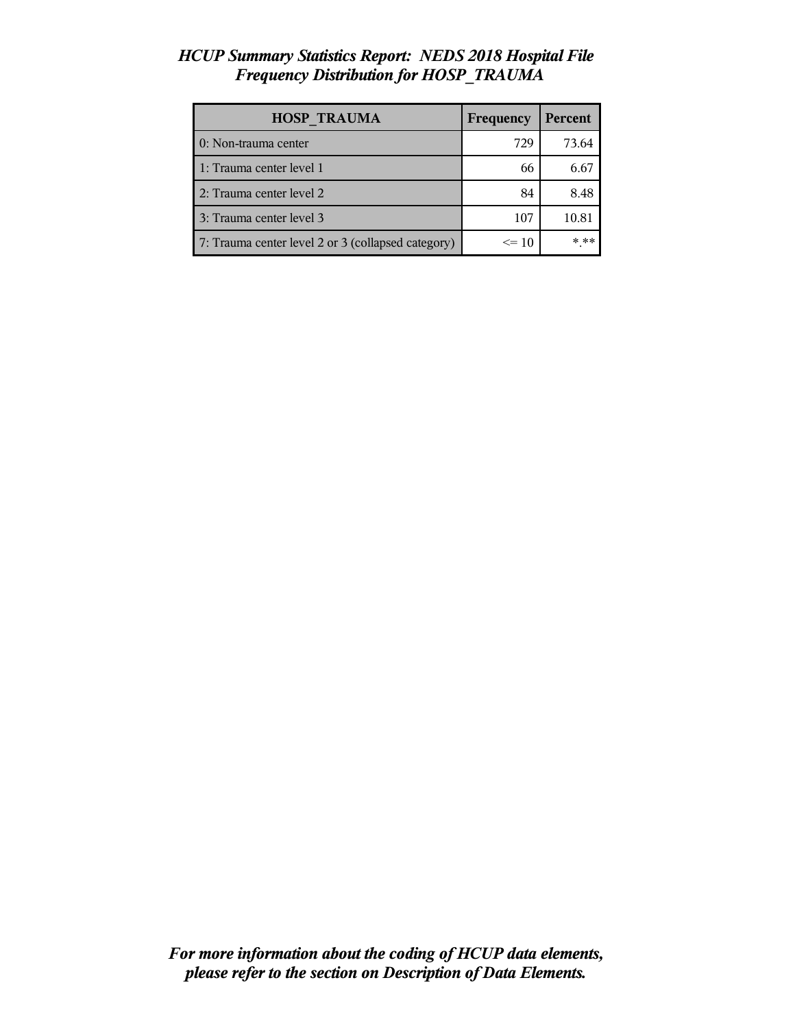# *HCUP Summary Statistics Report: NEDS 2018 Hospital File*
## *Frequency Distribution for HOSP_TRAUMA*

| HOSP_TRAUMA | Frequency | Percent |
|---|---|---|
| 0: Non-trauma center | 729 | 73.64 |
| 1: Trauma center level 1 | 66 | 6.67 |
| 2: Trauma center level 2 | 84 | 8.48 |
| 3: Trauma center level 3 | 107 | 10.81 |
| 7: Trauma center level 2 or 3 (collapsed category) | <= 10 | *.** |

***For more information about the coding of HCUP data elements, please refer to the section on Description of Data Elements.***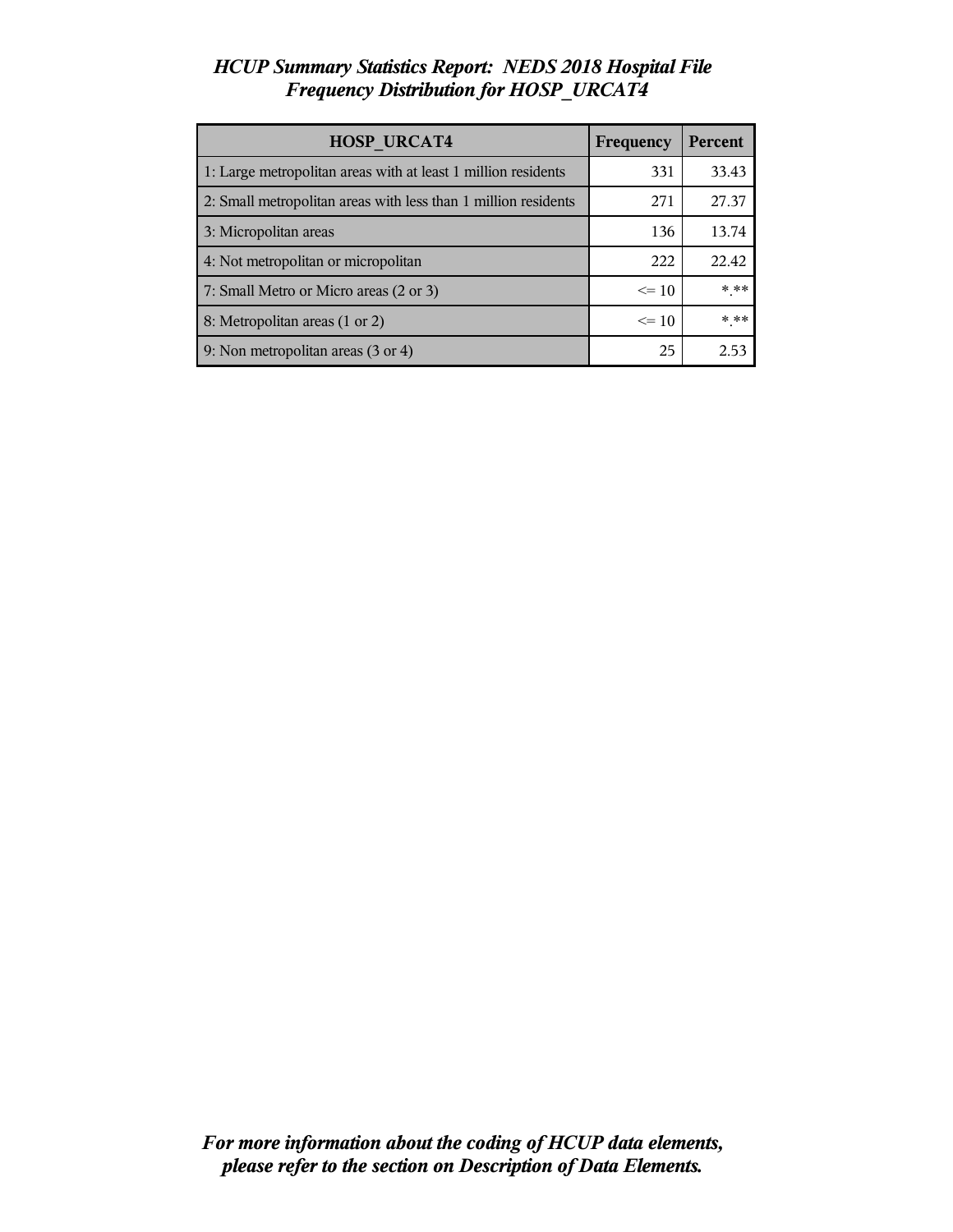*HCUP Summary Statistics Report: NEDS 2018 Hospital File*
*Frequency Distribution for HOSP_URCAT4*

| HOSP_URCAT4 | Frequency | Percent |
| --- | --- | --- |
| 1: Large metropolitan areas with at least 1 million residents | 331 | 33.43 |
| 2: Small metropolitan areas with less than 1 million residents | 271 | 27.37 |
| 3: Micropolitan areas | 136 | 13.74 |
| 4: Not metropolitan or micropolitan | 222 | 22.42 |
| 7: Small Metro or Micro areas (2 or 3) | <= 10 | *.** |
| 8: Metropolitan areas (1 or 2) | <= 10 | *.** |
| 9: Non metropolitan areas (3 or 4) | 25 | 2.53 |

***For more information about the coding of HCUP data elements, please refer to the section on Description of Data Elements.***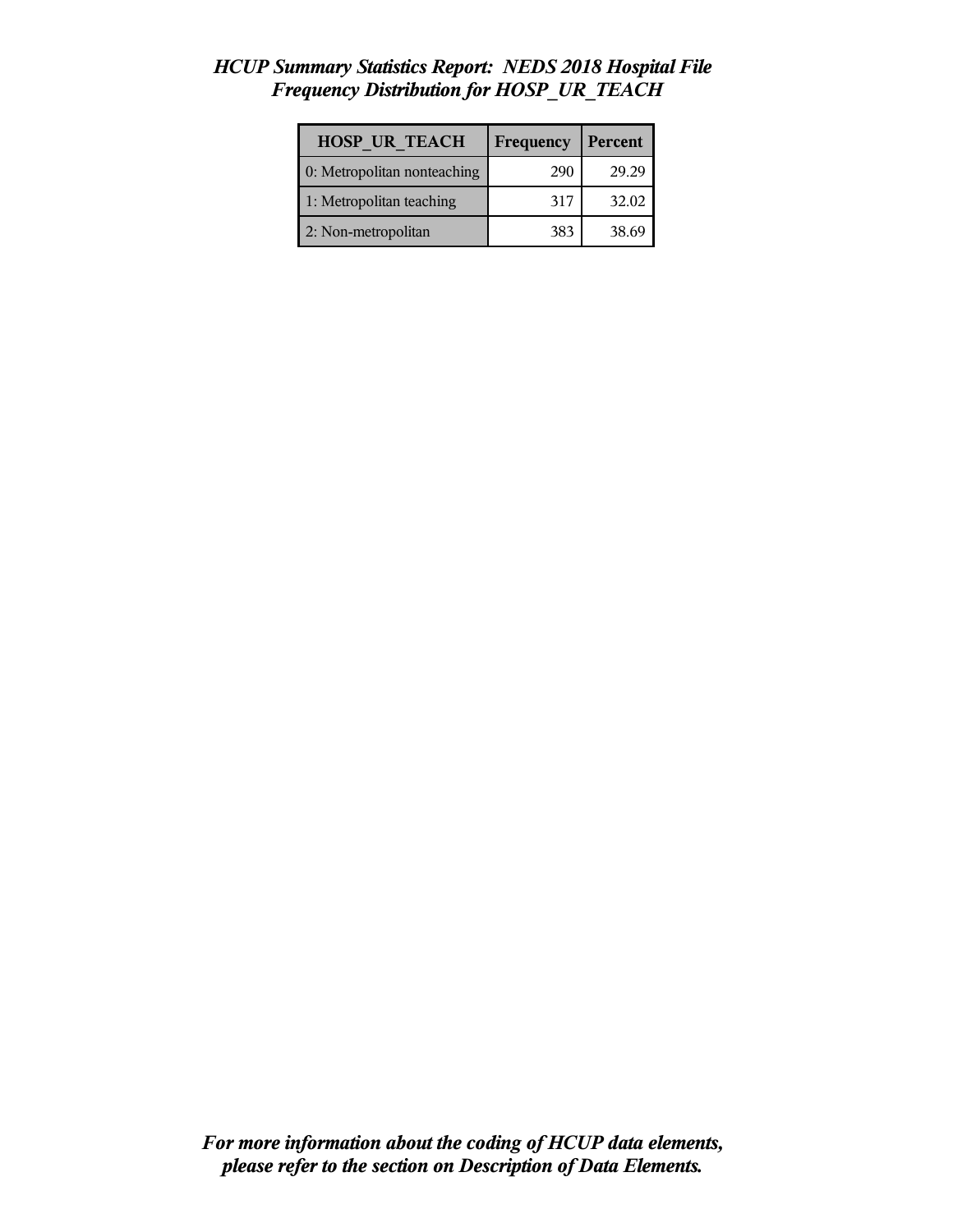# *HCUP Summary Statistics Report: NEDS 2018 Hospital File*
## *Frequency Distribution for HOSP_UR_TEACH*

| HOSP_UR_TEACH | Frequency | Percent |
|---|---|---|
| 0: Metropolitan nonteaching | 290 | 29.29 |
| 1: Metropolitan teaching | 317 | 32.02 |
| 2: Non-metropolitan | 383 | 38.69 |

***For more information about the coding of HCUP data elements, please refer to the section on Description of Data Elements.***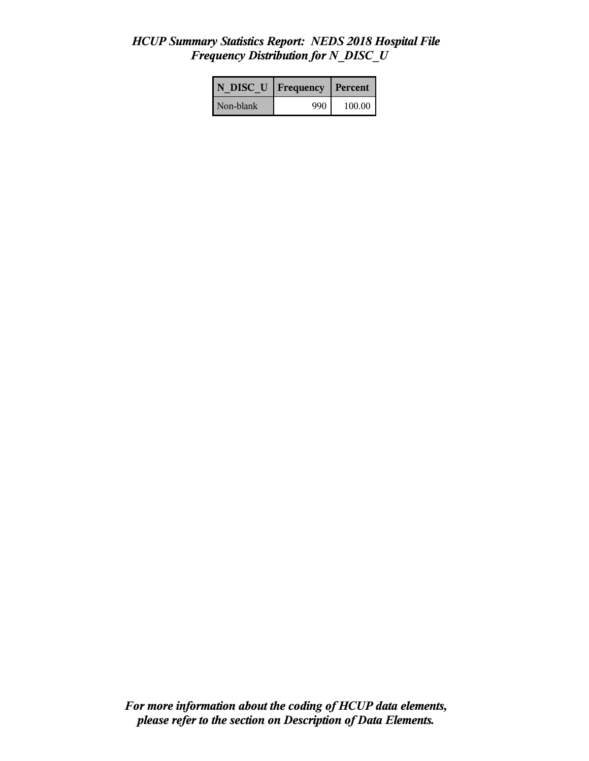# *HCUP Summary Statistics Report: NEDS 2018 Hospital File*
## *Frequency Distribution for N_DISC_U*

| N_DISC_U | Frequency | Percent |
|---|---|---|
| Non-blank | 990 | 100.00 |

***For more information about the coding of HCUP data elements, please refer to the section on Description of Data Elements.***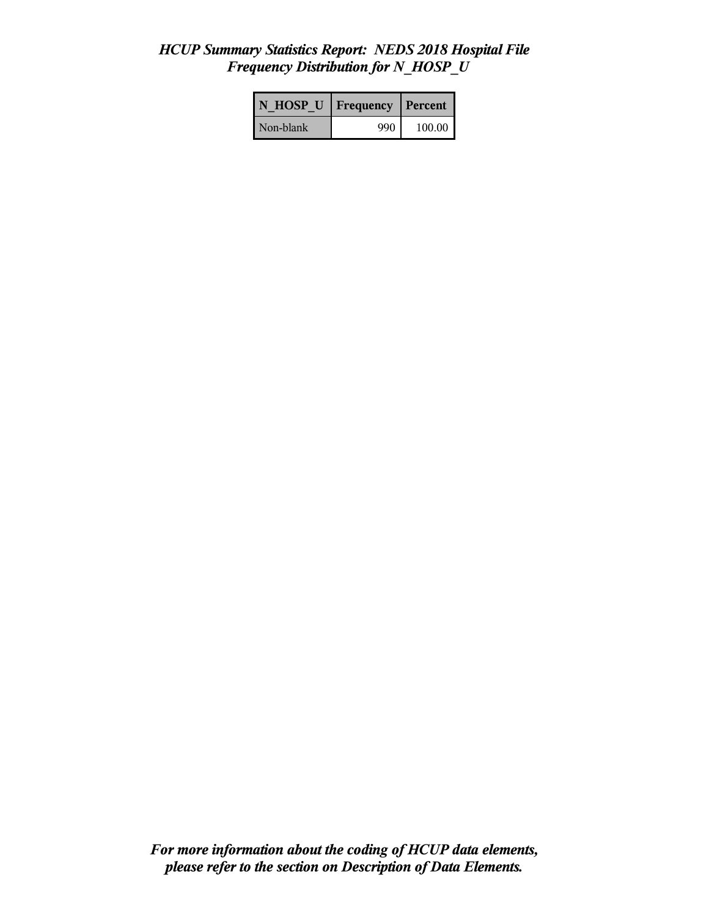# *HCUP Summary Statistics Report: NEDS 2018 Hospital File*
## *Frequency Distribution for N_HOSP_U*

| N_HOSP_U | Frequency | Percent |
|---|---|---|
| Non-blank | 990 | 100.00 |

***For more information about the coding of HCUP data elements, please refer to the section on Description of Data Elements.***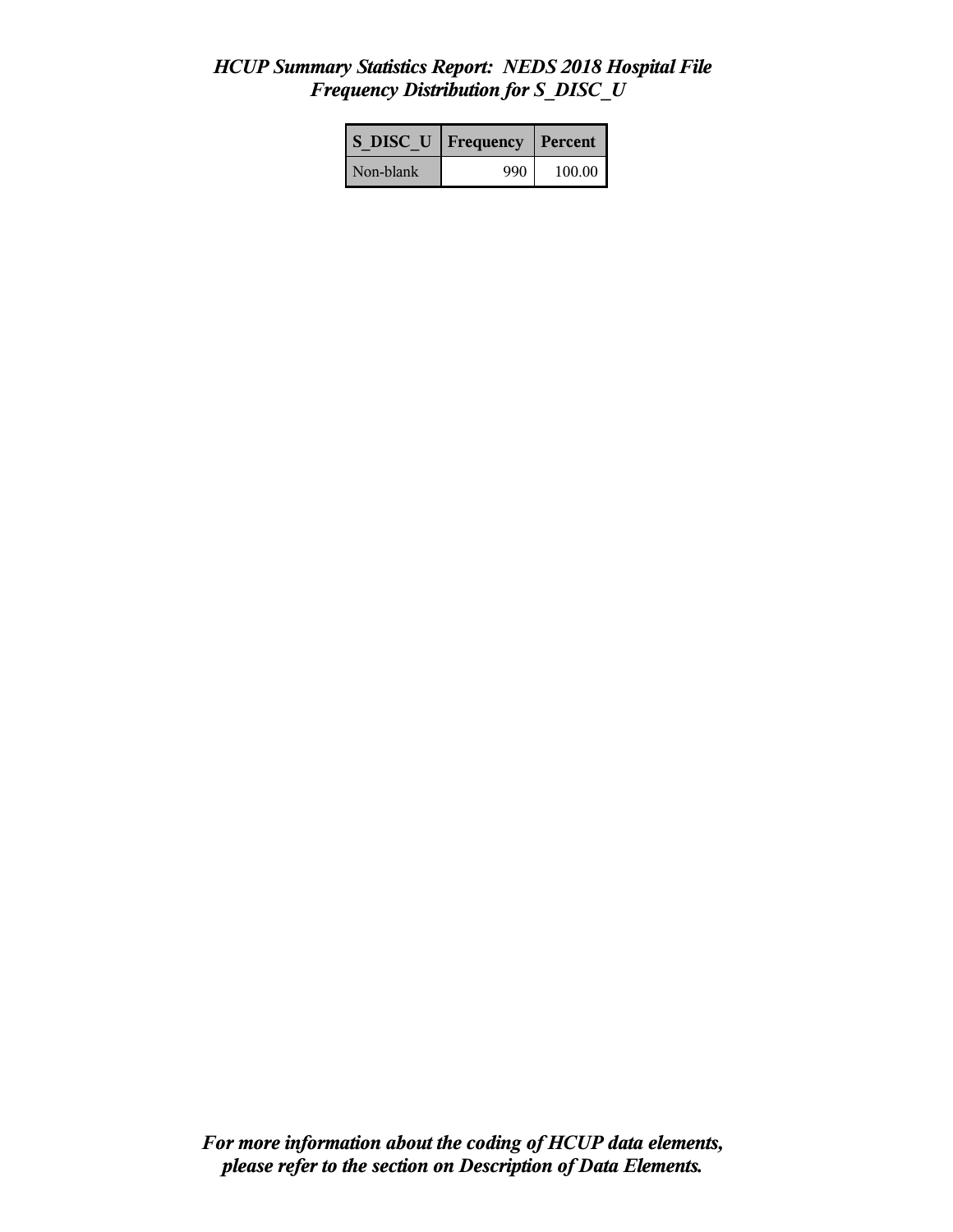*HCUP Summary Statistics Report: NEDS 2018 Hospital File*
*Frequency Distribution for S_DISC_U*

| S_DISC_U | Frequency | Percent |
|---|---|---|
| Non-blank | 990 | 100.00 |

***For more information about the coding of HCUP data elements, please refer to the section on Description of Data Elements.***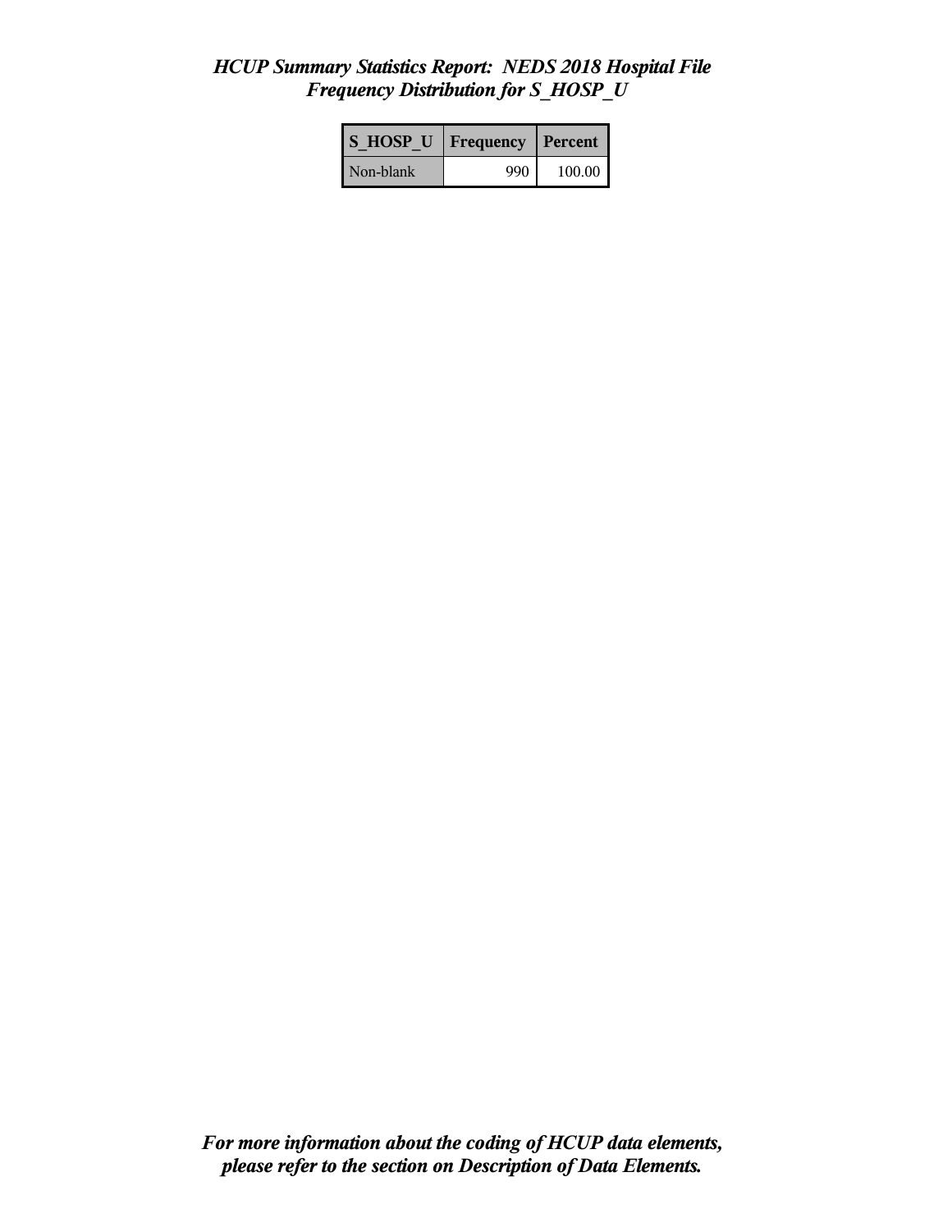*HCUP Summary Statistics Report: NEDS 2018 Hospital File*
*Frequency Distribution for S_HOSP_U*

| S_HOSP_U | Frequency | Percent |
|---|---|---|
| Non-blank | 990 | 100.00 |

***For more information about the coding of HCUP data elements, please refer to the section on Description of Data Elements.***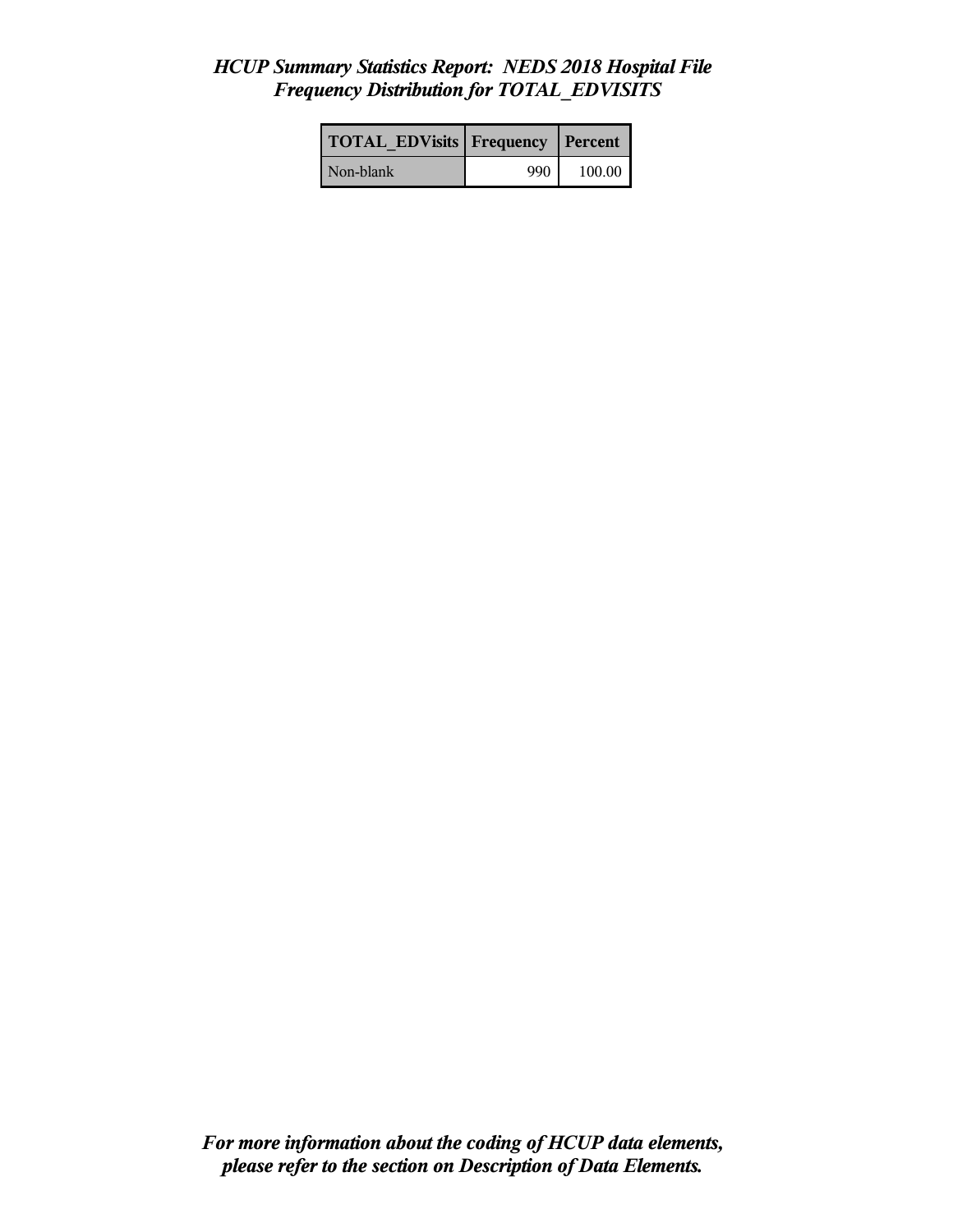*HCUP Summary Statistics Report: NEDS 2018 Hospital File*
*Frequency Distribution for TOTAL_EDVISITS*

| TOTAL_EDVisits | Frequency | Percent |
|---|---|---|
| Non-blank | 990 | 100.00 |

***For more information about the coding of HCUP data elements, please refer to the section on Description of Data Elements.***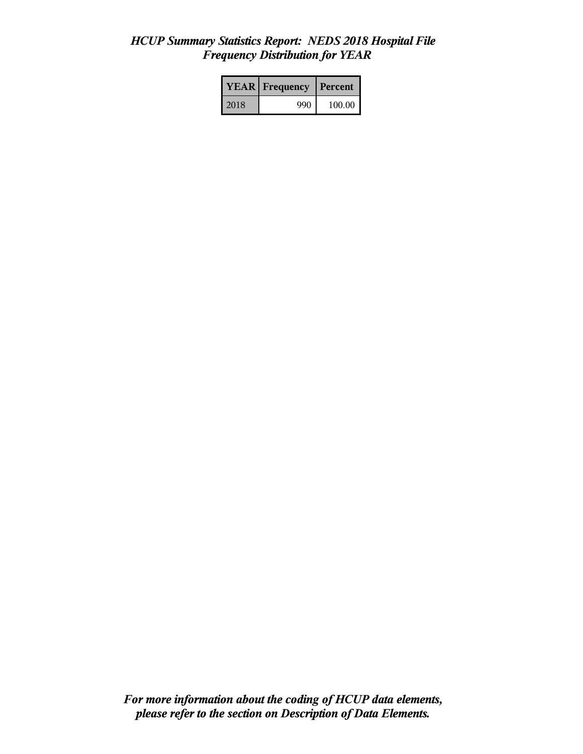*HCUP Summary Statistics Report: NEDS 2018 Hospital File*
*Frequency Distribution for YEAR*

| YEAR | Frequency | Percent |
|---|---|---|
| 2018 | 990 | 100.00 |

***For more information about the coding of HCUP data elements, please refer to the section on Description of Data Elements.***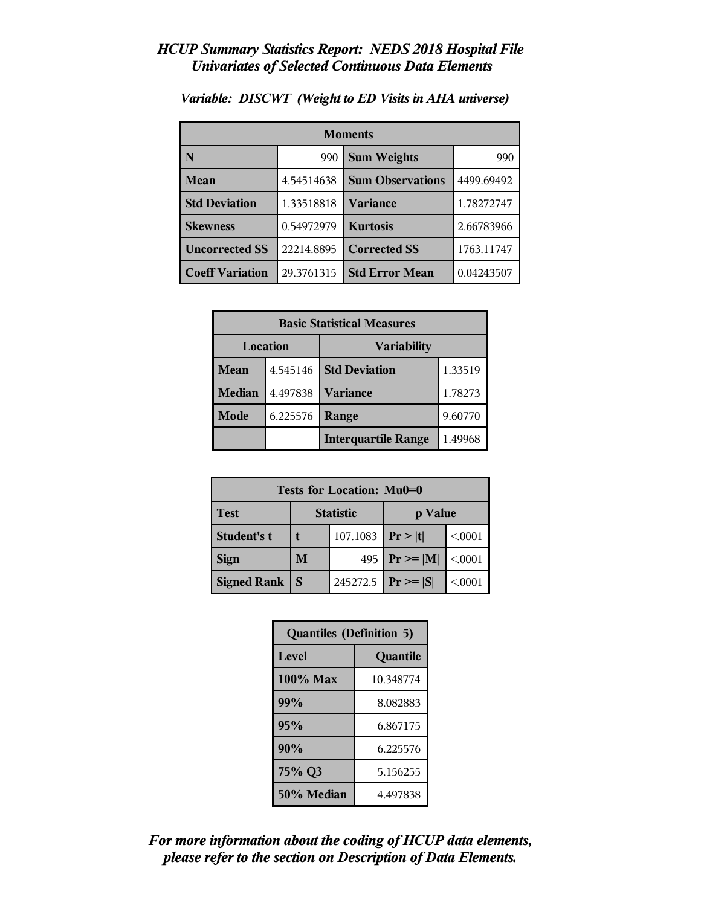*HCUP Summary Statistics Report: NEDS 2018 Hospital File*
*Univariates of Selected Continuous Data Elements*

*Variable: DISCWT (Weight to ED Visits in AHA universe)*

| Moments | | | |
|---|---|---|---|
| **N** | 990 | **Sum Weights** | 990 |
| **Mean** | 4.54514638 | **Sum Observations** | 4499.69492 |
| **Std Deviation** | 1.33518818 | **Variance** | 1.78272747 |
| **Skewness** | 0.54972979 | **Kurtosis** | 2.66783966 |
| **Uncorrected SS** | 22214.8895 | **Corrected SS** | 1763.11747 |
| **Coeff Variation** | 29.3761315 | **Std Error Mean** | 0.04243507 |

| Basic Statistical Measures | | | |
|---|---|---|---|
| **Location** | | **Variability** | |
| **Mean** | 4.545146 | **Std Deviation** | 1.33519 |
| **Median** | 4.497838 | **Variance** | 1.78273 |
| **Mode** | 6.225576 | **Range** | 9.60770 |
| | | **Interquartile Range** | 1.49968 |

| Tests for Location: Mu0=0 | | | | |
|---|---|---|---|---|
| **Test** | **Statistic** | | **p Value** | |
| **Student's t** | **t** | 107.1083 | **Pr > \|t\|** | <.0001 |
| **Sign** | **M** | 495 | **Pr >= \|M\|** | <.0001 |
| **Signed Rank** | **S** | 245272.5 | **Pr >= \|S\|** | <.0001 |

| Quantiles (Definition 5) | |
|---|---|
| **Level** | **Quantile** |
| **100% Max** | 10.348774 |
| **99%** | 8.082883 |
| **95%** | 6.867175 |
| **90%** | 6.225576 |
| **75% Q3** | 5.156255 |
| **50% Median** | 4.497838 |

***For more information about the coding of HCUP data elements, please refer to the section on Description of Data Elements.***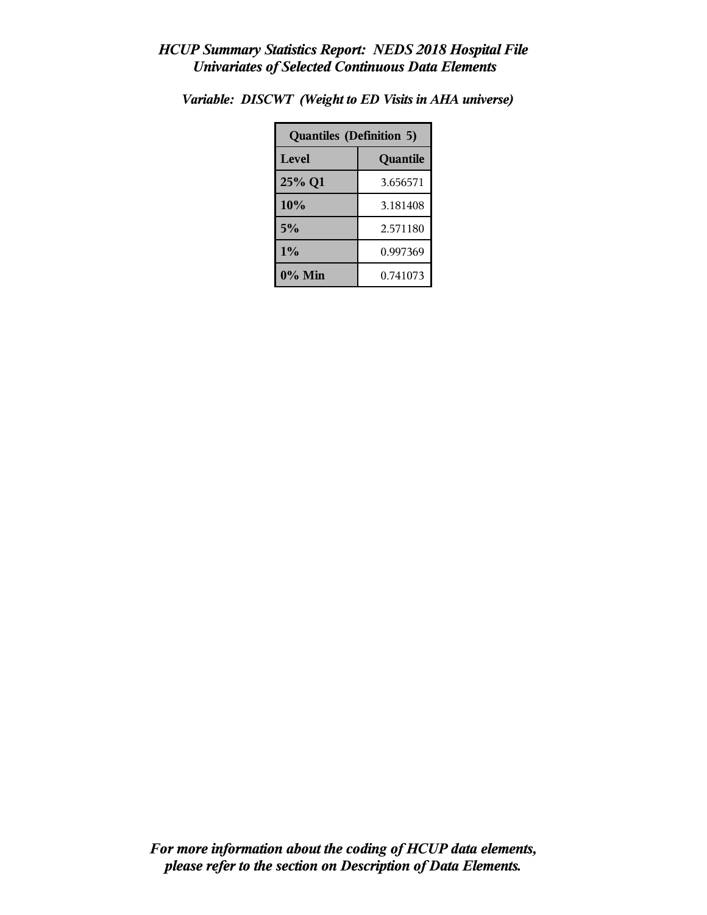*HCUP Summary Statistics Report: NEDS 2018 Hospital File*
*Univariates of Selected Continuous Data Elements*

*Variable: DISCWT (Weight to ED Visits in AHA universe)*

| Quantiles (Definition 5) | |
|---|---|
| **Level** | **Quantile** |
| **25% Q1** | 3.656571 |
| **10%** | 3.181408 |
| **5%** | 2.571180 |
| **1%** | 0.997369 |
| **0% Min** | 0.741073 |

*For more information about the coding of HCUP data elements, please refer to the section on Description of Data Elements.*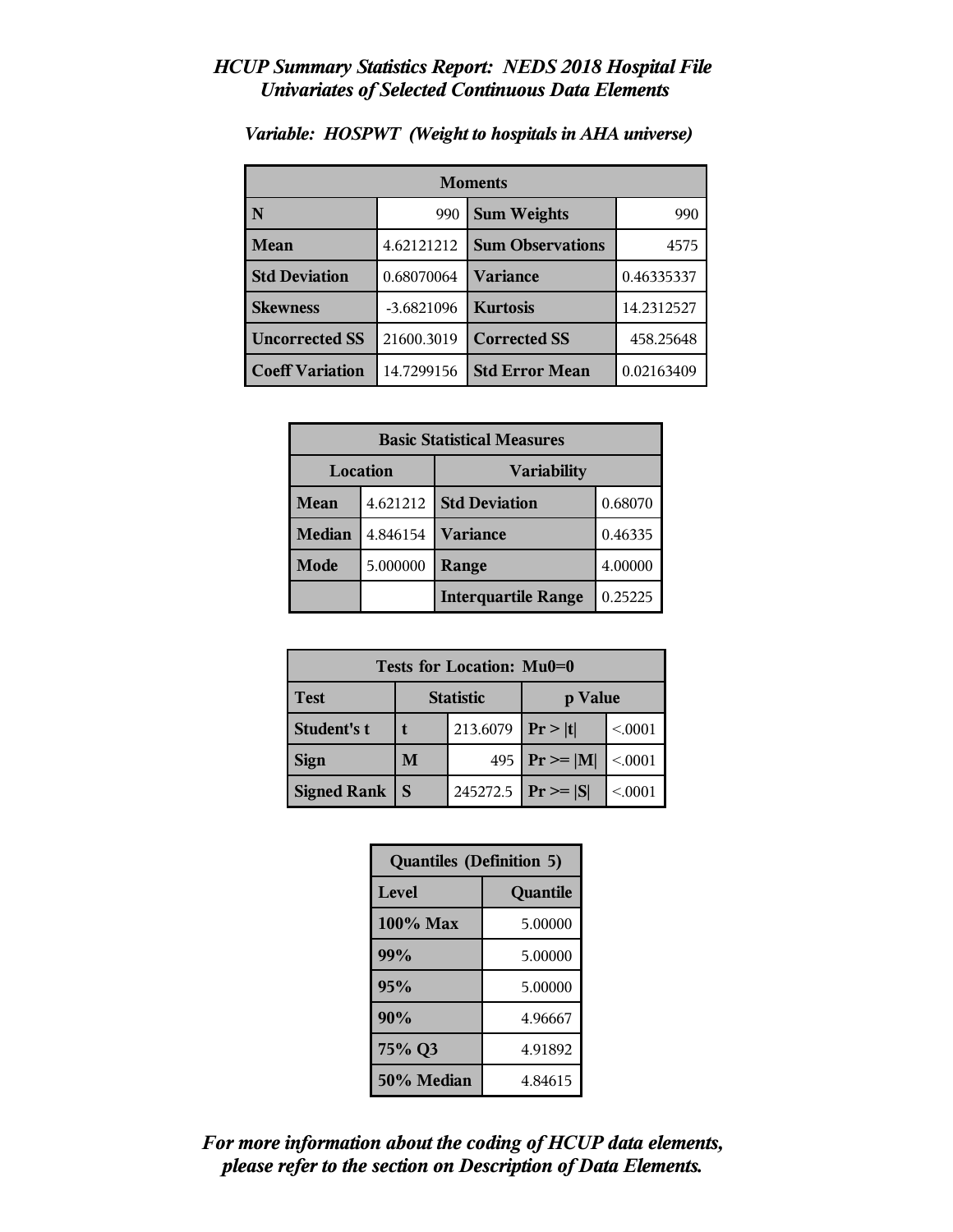*HCUP Summary Statistics Report: NEDS 2018 Hospital File*
*Univariates of Selected Continuous Data Elements*

*Variable: HOSPWT (Weight to hospitals in AHA universe)*

| Moments | | | |
|---|---|---|---|
| **N** | 990 | **Sum Weights** | 990 |
| **Mean** | 4.62121212 | **Sum Observations** | 4575 |
| **Std Deviation** | 0.68070064 | **Variance** | 0.46335337 |
| **Skewness** | -3.6821096 | **Kurtosis** | 14.2312527 |
| **Uncorrected SS** | 21600.3019 | **Corrected SS** | 458.25648 |
| **Coeff Variation** | 14.7299156 | **Std Error Mean** | 0.02163409 |

| Basic Statistical Measures | | | |
|---|---|---|---|
| Location | | Variability | |
| **Mean** | 4.621212 | **Std Deviation** | 0.68070 |
| **Median** | 4.846154 | **Variance** | 0.46335 |
| **Mode** | 5.000000 | **Range** | 4.00000 |
| | | **Interquartile Range** | 0.25225 |

| Tests for Location: Mu0=0 | | | | |
|---|---|---|---|---|
| **Test** | Statistic | | p Value | |
| **Student's t** | **t** | 213.6079 | **Pr > \|t\|** | <.0001 |
| **Sign** | **M** | 495 | **Pr >= \|M\|** | <.0001 |
| **Signed Rank** | **S** | 245272.5 | **Pr >= \|S\|** | <.0001 |

| Quantiles (Definition 5) | |
|---|---|
| **Level** | **Quantile** |
| **100% Max** | 5.00000 |
| **99%** | 5.00000 |
| **95%** | 5.00000 |
| **90%** | 4.96667 |
| **75% Q3** | 4.91892 |
| **50% Median** | 4.84615 |

***For more information about the coding of HCUP data elements, please refer to the section on Description of Data Elements.***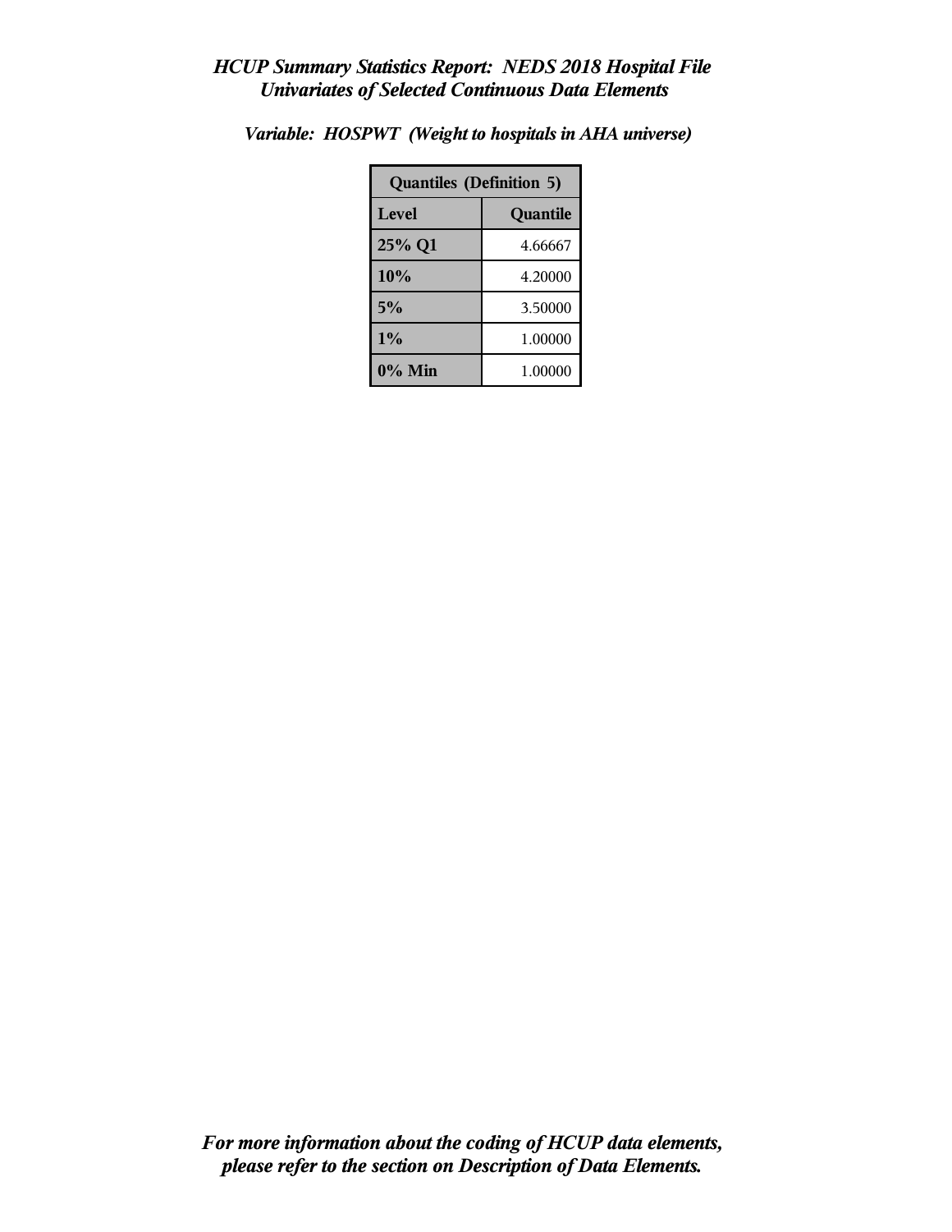*HCUP Summary Statistics Report: NEDS 2018 Hospital File*
*Univariates of Selected Continuous Data Elements*

*Variable: HOSPWT (Weight to hospitals in AHA universe)*

| Quantiles (Definition 5) | |
|---|---|
| **Level** | **Quantile** |
| **25% Q1** | 4.66667 |
| **10%** | 4.20000 |
| **5%** | 3.50000 |
| **1%** | 1.00000 |
| **0% Min** | 1.00000 |

*For more information about the coding of HCUP data elements, please refer to the section on Description of Data Elements.*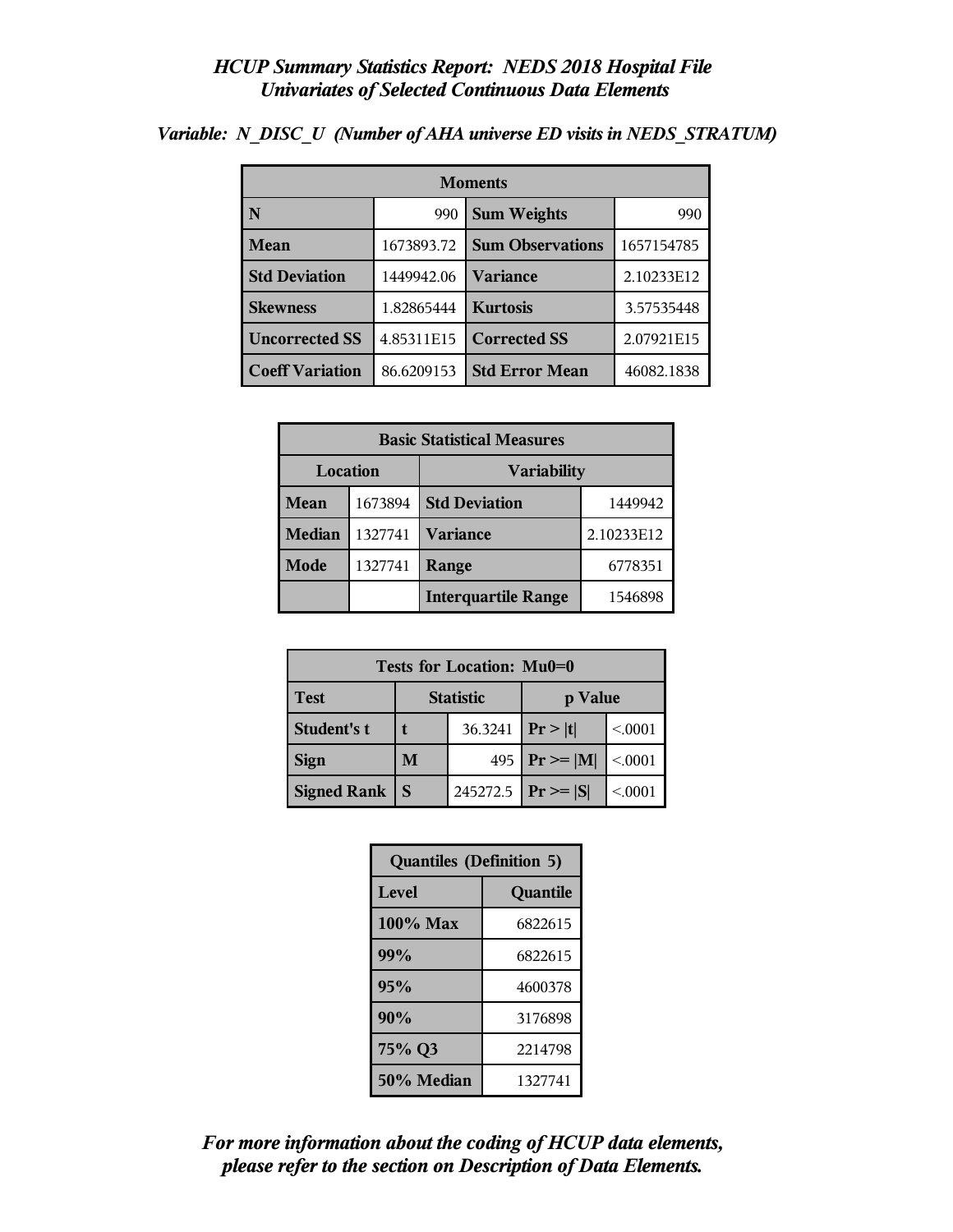# *HCUP Summary Statistics Report: NEDS 2018 Hospital File Univariates of Selected Continuous Data Elements*

***Variable: N_DISC_U (Number of AHA universe ED visits in NEDS_STRATUM)***

| Moments | | | |
|---|---|---|---|
| **N** | 990 | **Sum Weights** | 990 |
| **Mean** | 1673893.72 | **Sum Observations** | 1657154785 |
| **Std Deviation** | 1449942.06 | **Variance** | 2.10233E12 |
| **Skewness** | 1.82865444 | **Kurtosis** | 3.57535448 |
| **Uncorrected SS** | 4.85311E15 | **Corrected SS** | 2.07921E15 |
| **Coeff Variation** | 86.6209153 | **Std Error Mean** | 46082.1838 |

| Basic Statistical Measures | | | |
|---|---|---|---|
| **Location** | | **Variability** | |
| **Mean** | 1673894 | **Std Deviation** | 1449942 |
| **Median** | 1327741 | **Variance** | 2.10233E12 |
| **Mode** | 1327741 | **Range** | 6778351 |
| | | **Interquartile Range** | 1546898 |

| Tests for Location: Mu0=0 | | | | |
|---|---|---|---|---|
| **Test** | **Statistic** | | **p Value** | |
| **Student's t** | **t** | 36.3241 | **Pr > \|t\|** | <.0001 |
| **Sign** | **M** | 495 | **Pr >= \|M\|** | <.0001 |
| **Signed Rank** | **S** | 245272.5 | **Pr >= \|S\|** | <.0001 |

| Quantiles (Definition 5) | |
|---|---|
| **Level** | **Quantile** |
| **100% Max** | 6822615 |
| **99%** | 6822615 |
| **95%** | 4600378 |
| **90%** | 3176898 |
| **75% Q3** | 2214798 |
| **50% Median** | 1327741 |

***For more information about the coding of HCUP data elements, please refer to the section on Description of Data Elements.***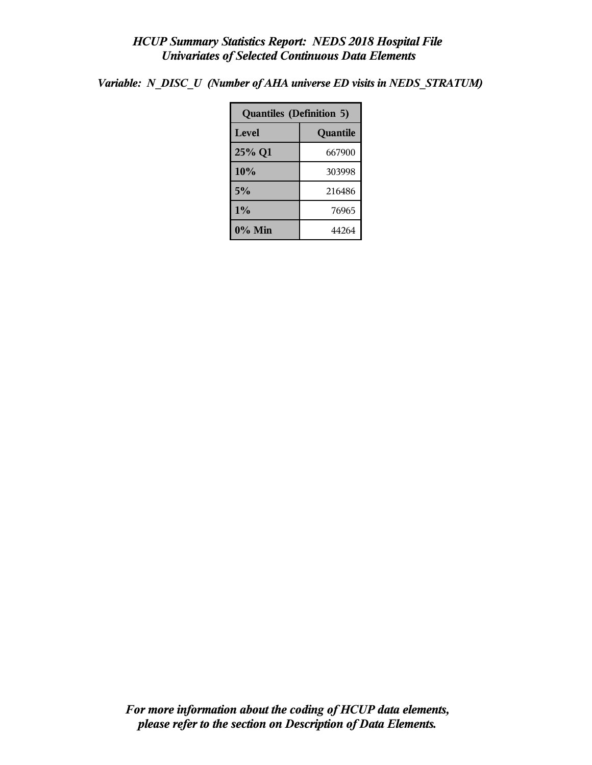# *HCUP Summary Statistics Report: NEDS 2018 Hospital File*
## *Univariates of Selected Continuous Data Elements*

***Variable: N_DISC_U (Number of AHA universe ED visits in NEDS_STRATUM)***

| Quantiles (Definition 5) | |
|---|---|
| **Level** | **Quantile** |
| **25% Q1** | 667900 |
| **10%** | 303998 |
| **5%** | 216486 |
| **1%** | 76965 |
| **0% Min** | 44264 |

***For more information about the coding of HCUP data elements, please refer to the section on Description of Data Elements.***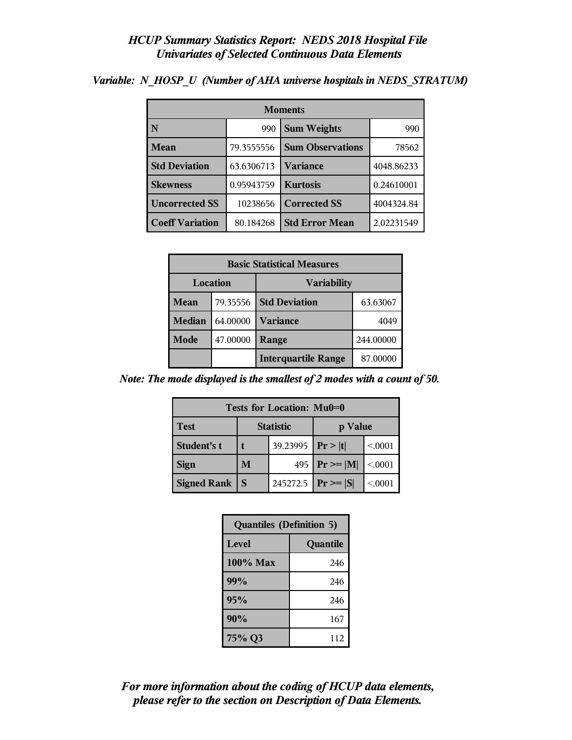# *HCUP Summary Statistics Report: NEDS 2018 Hospital File*
## *Univariates of Selected Continuous Data Elements*

***Variable: N_HOSP_U (Number of AHA universe hospitals in NEDS_STRATUM)***

| Moments | | | |
|---|---|---|---|
| **N** | 990 | **Sum Weights** | 990 |
| **Mean** | 79.3555556 | **Sum Observations** | 78562 |
| **Std Deviation** | 63.6306713 | **Variance** | 4048.86233 |
| **Skewness** | 0.95943759 | **Kurtosis** | 0.24610001 |
| **Uncorrected SS** | 10238656 | **Corrected SS** | 4004324.84 |
| **Coeff Variation** | 80.184268 | **Std Error Mean** | 2.02231549 |

| Basic Statistical Measures | | | |
|---|---|---|---|
| **Location** | | **Variability** | |
| **Mean** | 79.35556 | **Std Deviation** | 63.63067 |
| **Median** | 64.00000 | **Variance** | 4049 |
| **Mode** | 47.00000 | **Range** | 244.00000 |
| | | **Interquartile Range** | 87.00000 |

***Note: The mode displayed is the smallest of 2 modes with a count of 50.***

| Tests for Location: Mu0=0 | | | | |
|---|---|---|---|---|
| **Test** | **Statistic** | | **p Value** | |
| **Student's t** | **t** | 39.23995 | **Pr > \|t\|** | <.0001 |
| **Sign** | **M** | 495 | **Pr >= \|M\|** | <.0001 |
| **Signed Rank** | **S** | 245272.5 | **Pr >= \|S\|** | <.0001 |

| Quantiles (Definition 5) | |
|---|---|
| **Level** | **Quantile** |
| **100% Max** | 246 |
| **99%** | 246 |
| **95%** | 246 |
| **90%** | 167 |
| **75% Q3** | 112 |

***For more information about the coding of HCUP data elements, please refer to the section on Description of Data Elements.***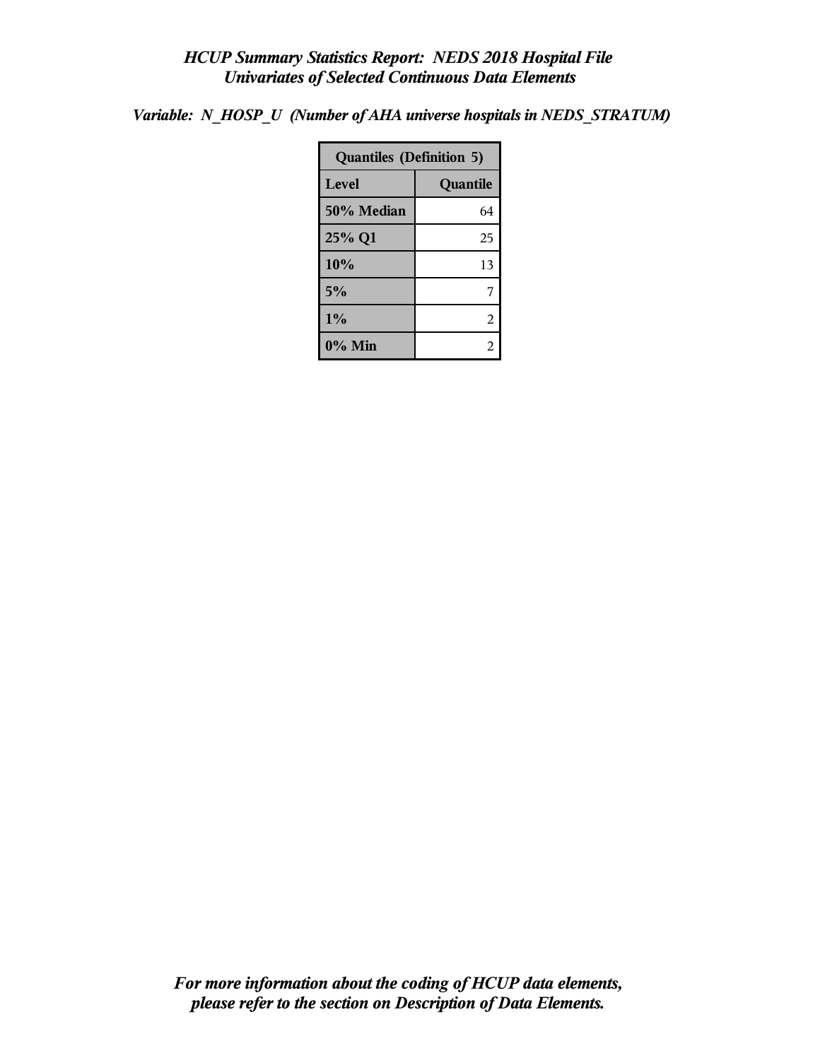# *HCUP Summary Statistics Report: NEDS 2018 Hospital File*
## *Univariates of Selected Continuous Data Elements*

***Variable: N_HOSP_U (Number of AHA universe hospitals in NEDS_STRATUM)***

| Quantiles (Definition 5) | |
|---|---|
| **Level** | **Quantile** |
| **50% Median** | 64 |
| **25% Q1** | 25 |
| **10%** | 13 |
| **5%** | 7 |
| **1%** | 2 |
| **0% Min** | 2 |

***For more information about the coding of HCUP data elements, please refer to the section on Description of Data Elements.***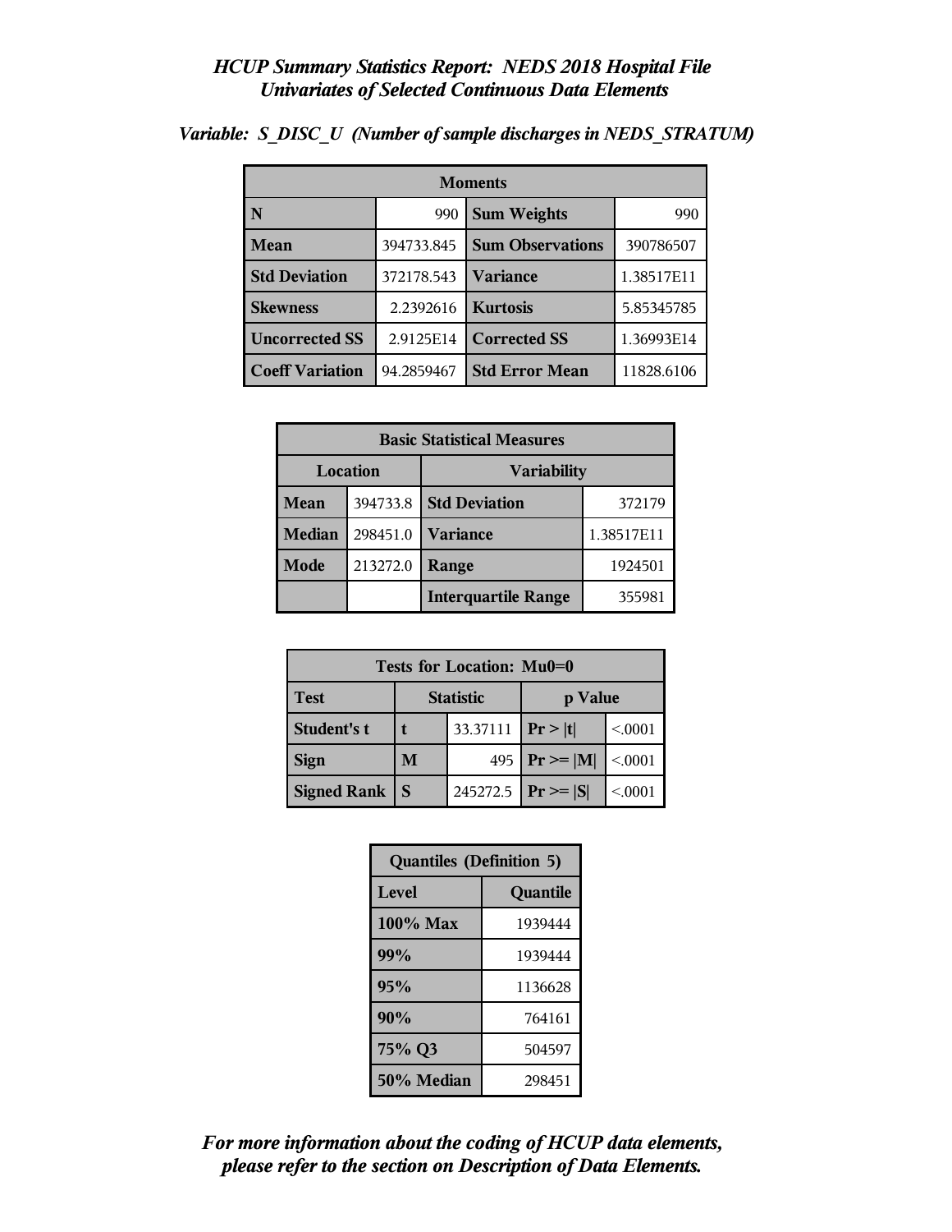# *HCUP Summary Statistics Report: NEDS 2018 Hospital File*
## *Univariates of Selected Continuous Data Elements*

### *Variable: S_DISC_U (Number of sample discharges in NEDS_STRATUM)*

| Moments | | | |
|---|---|---|---|
| **N** | 990 | **Sum Weights** | 990 |
| **Mean** | 394733.845 | **Sum Observations** | 390786507 |
| **Std Deviation** | 372178.543 | **Variance** | 1.38517E11 |
| **Skewness** | 2.2392616 | **Kurtosis** | 5.85345785 |
| **Uncorrected SS** | 2.9125E14 | **Corrected SS** | 1.36993E14 |
| **Coeff Variation** | 94.2859467 | **Std Error Mean** | 11828.6106 |

| Basic Statistical Measures | | | |
|---|---|---|---|
| Location | | Variability | |
| **Mean** | 394733.8 | **Std Deviation** | 372179 |
| **Median** | 298451.0 | **Variance** | 1.38517E11 |
| **Mode** | 213272.0 | **Range** | 1924501 |
| | | **Interquartile Range** | 355981 |

| Tests for Location: Mu0=0 | | | | |
|---|---|---|---|---|
| **Test** | Statistic | | p Value | |
| **Student's t** | **t** | 33.37111 | **Pr > \|t\|** | <.0001 |
| **Sign** | **M** | 495 | **Pr >= \|M\|** | <.0001 |
| **Signed Rank** | **S** | 245272.5 | **Pr >= \|S\|** | <.0001 |

| Quantiles (Definition 5) | |
|---|---|
| **Level** | **Quantile** |
| **100% Max** | 1939444 |
| **99%** | 1939444 |
| **95%** | 1136628 |
| **90%** | 764161 |
| **75% Q3** | 504597 |
| **50% Median** | 298451 |

***For more information about the coding of HCUP data elements, please refer to the section on Description of Data Elements.***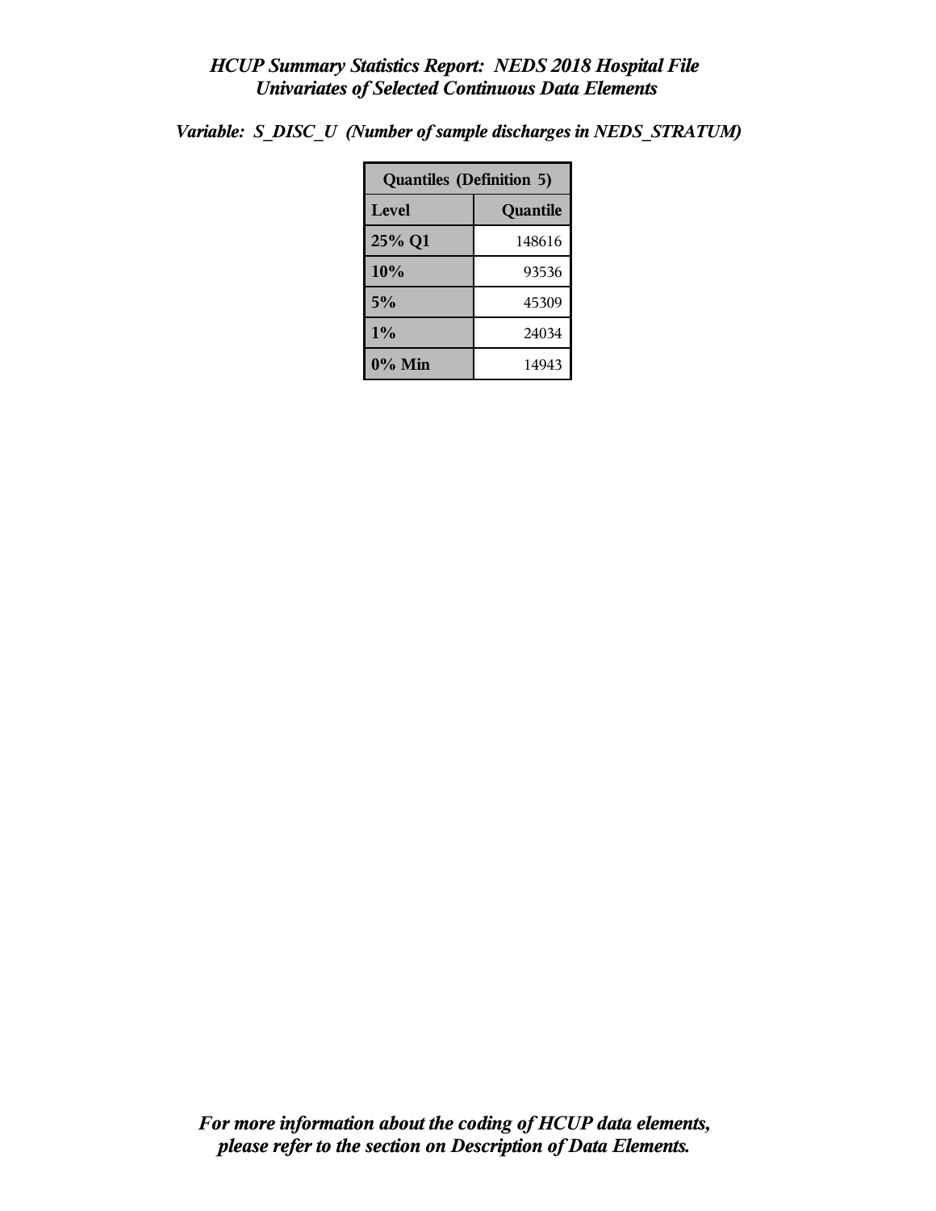*HCUP Summary Statistics Report: NEDS 2018 Hospital File*
*Univariates of Selected Continuous Data Elements*

*Variable: S_DISC_U (Number of sample discharges in NEDS_STRATUM)*

| Quantiles (Definition 5) | |
|---|---|
| **Level** | **Quantile** |
| **25% Q1** | 148616 |
| **10%** | 93536 |
| **5%** | 45309 |
| **1%** | 24034 |
| **0% Min** | 14943 |

*For more information about the coding of HCUP data elements, please refer to the section on Description of Data Elements.*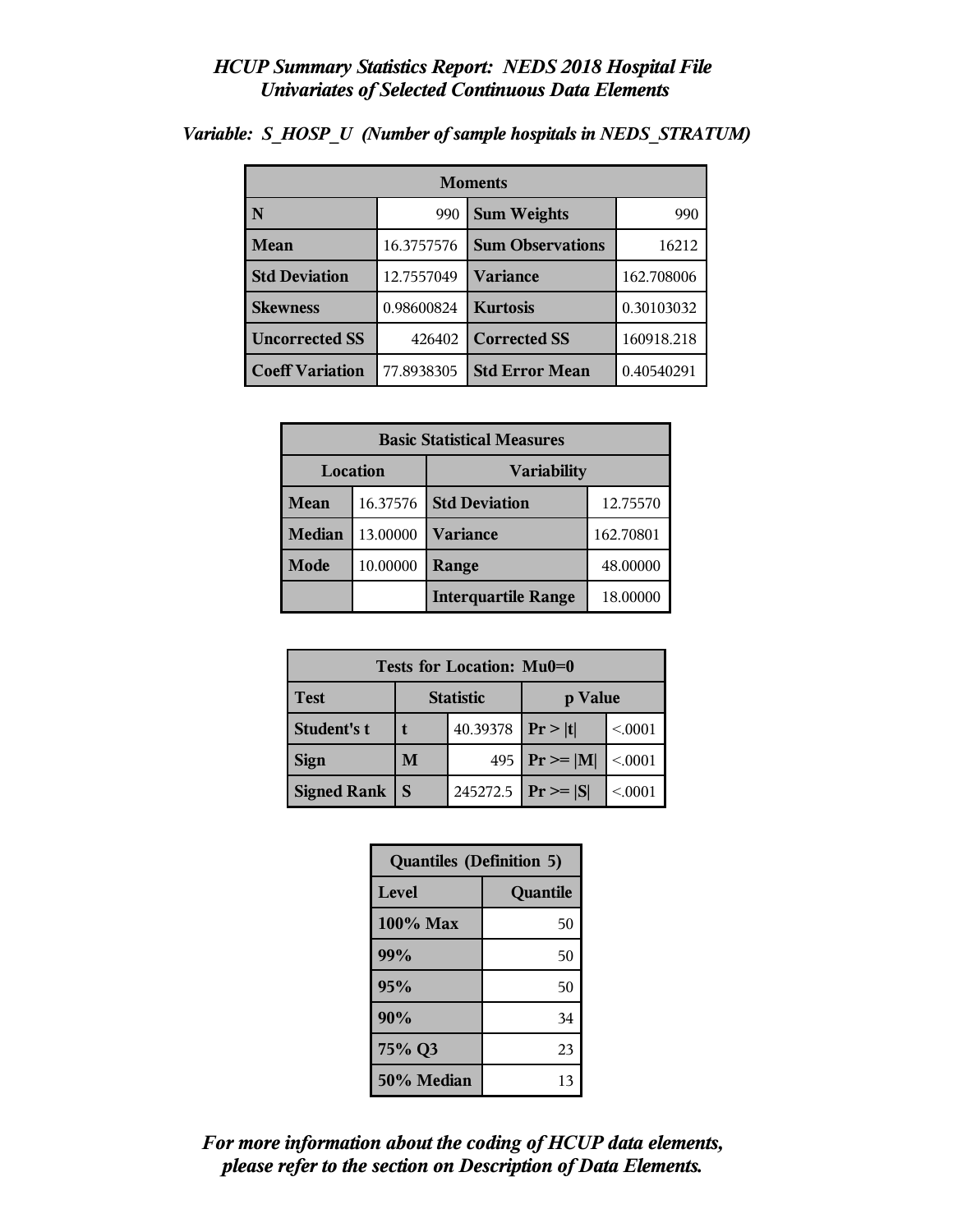# *HCUP Summary Statistics Report: NEDS 2018 Hospital File*
## *Univariates of Selected Continuous Data Elements*

***Variable: S_HOSP_U (Number of sample hospitals in NEDS_STRATUM)***

| Moments | | | |
|---|---|---|---|
| **N** | 990 | **Sum Weights** | 990 |
| **Mean** | 16.3757576 | **Sum Observations** | 16212 |
| **Std Deviation** | 12.7557049 | **Variance** | 162.708006 |
| **Skewness** | 0.98600824 | **Kurtosis** | 0.30103032 |
| **Uncorrected SS** | 426402 | **Corrected SS** | 160918.218 |
| **Coeff Variation** | 77.8938305 | **Std Error Mean** | 0.40540291 |

| Basic Statistical Measures | | | |
|---|---|---|---|
| **Location** | | **Variability** | |
| **Mean** | 16.37576 | **Std Deviation** | 12.75570 |
| **Median** | 13.00000 | **Variance** | 162.70801 |
| **Mode** | 10.00000 | **Range** | 48.00000 |
| | | **Interquartile Range** | 18.00000 |

| Tests for Location: Mu0=0 | | | | |
|---|---|---|---|---|
| **Test** | **Statistic** | | **p Value** | |
| **Student's t** | **t** | 40.39378 | **Pr > \|t\|** | <.0001 |
| **Sign** | **M** | 495 | **Pr >= \|M\|** | <.0001 |
| **Signed Rank** | **S** | 245272.5 | **Pr >= \|S\|** | <.0001 |

| Quantiles (Definition 5) | |
|---|---|
| **Level** | **Quantile** |
| **100% Max** | 50 |
| **99%** | 50 |
| **95%** | 50 |
| **90%** | 34 |
| **75% Q3** | 23 |
| **50% Median** | 13 |

***For more information about the coding of HCUP data elements, please refer to the section on Description of Data Elements.***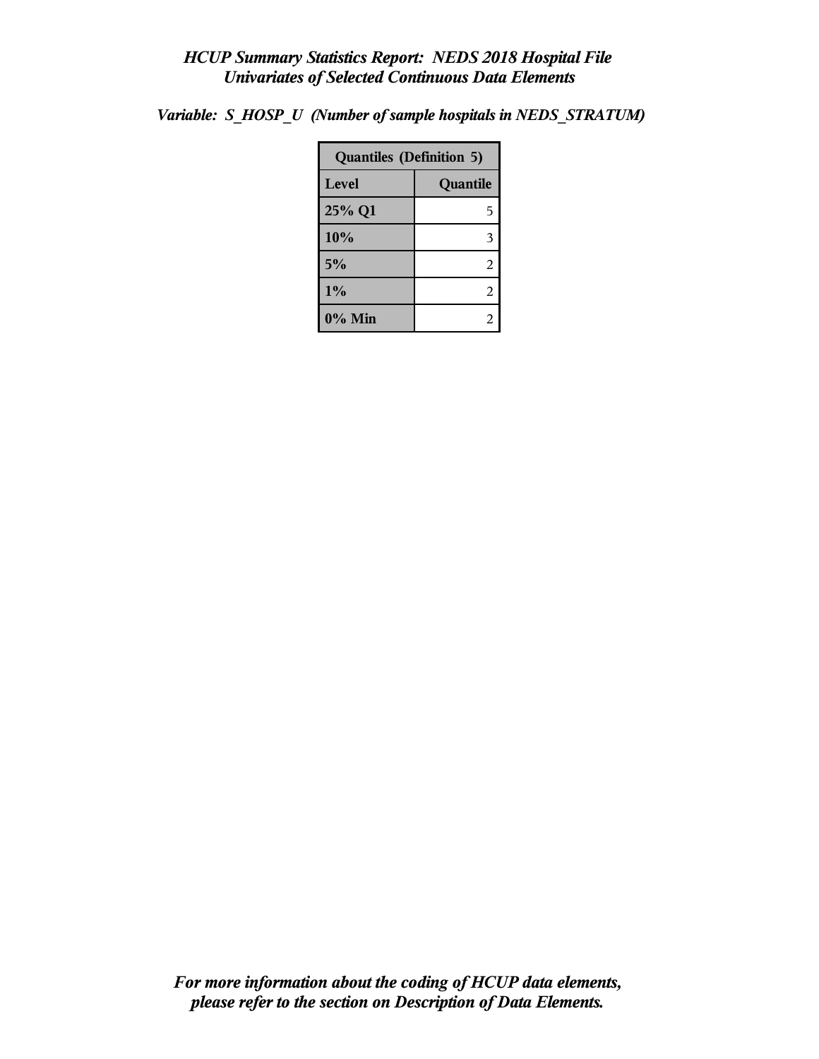*HCUP Summary Statistics Report: NEDS 2018 Hospital File*
*Univariates of Selected Continuous Data Elements*

*Variable: S_HOSP_U (Number of sample hospitals in NEDS_STRATUM)*

| Quantiles (Definition 5) | |
|---|---|
| **Level** | **Quantile** |
| 25% Q1 | 5 |
| 10% | 3 |
| 5% | 2 |
| 1% | 2 |
| 0% Min | 2 |

*For more information about the coding of HCUP data elements, please refer to the section on Description of Data Elements.*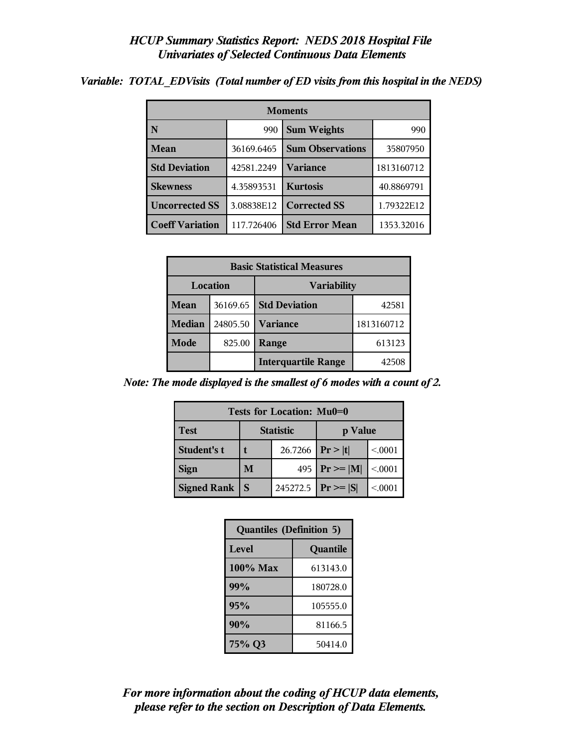# *HCUP Summary Statistics Report: NEDS 2018 Hospital File*
## *Univariates of Selected Continuous Data Elements*

***Variable: TOTAL_EDVisits (Total number of ED visits from this hospital in the NEDS)***

| Moments | | | |
|---|---|---|---|
| **N** | 990 | **Sum Weights** | 990 |
| **Mean** | 36169.6465 | **Sum Observations** | 35807950 |
| **Std Deviation** | 42581.2249 | **Variance** | 1813160712 |
| **Skewness** | 4.35893531 | **Kurtosis** | 40.8869791 |
| **Uncorrected SS** | 3.08838E12 | **Corrected SS** | 1.79322E12 |
| **Coeff Variation** | 117.726406 | **Std Error Mean** | 1353.32016 |

| Basic Statistical Measures | | | |
|---|---|---|---|
| **Location** | | **Variability** | |
| **Mean** | 36169.65 | **Std Deviation** | 42581 |
| **Median** | 24805.50 | **Variance** | 1813160712 |
| **Mode** | 825.00 | **Range** | 613123 |
| | | **Interquartile Range** | 42508 |

***Note: The mode displayed is the smallest of 6 modes with a count of 2.***

| Tests for Location: Mu0=0 | | | | |
|---|---|---|---|---|
| **Test** | **Statistic** | | **p Value** | |
| **Student's t** | **t** | 26.7266 | **Pr > \|t\|** | <.0001 |
| **Sign** | **M** | 495 | **Pr >= \|M\|** | <.0001 |
| **Signed Rank** | **S** | 245272.5 | **Pr >= \|S\|** | <.0001 |

| Quantiles (Definition 5) | |
|---|---|
| **Level** | **Quantile** |
| **100% Max** | 613143.0 |
| **99%** | 180728.0 |
| **95%** | 105555.0 |
| **90%** | 81166.5 |
| **75% Q3** | 50414.0 |

***For more information about the coding of HCUP data elements, please refer to the section on Description of Data Elements.***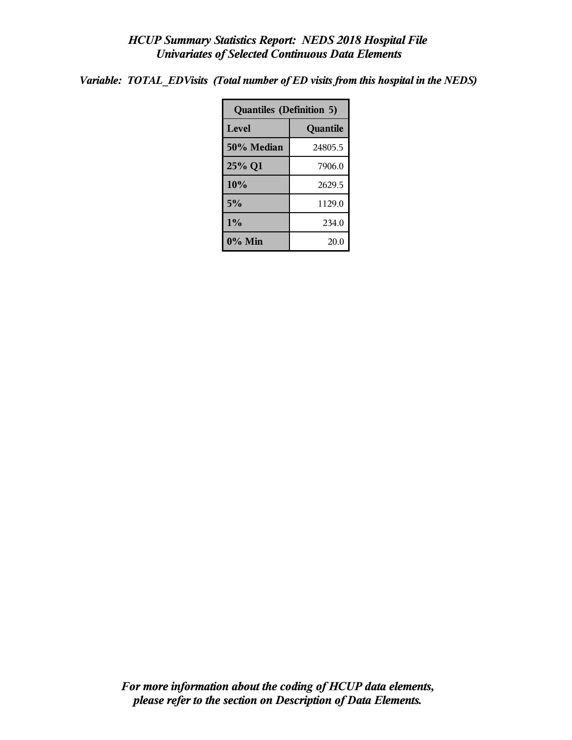*HCUP Summary Statistics Report: NEDS 2018 Hospital File*
*Univariates of Selected Continuous Data Elements*

*Variable: TOTAL_EDVisits (Total number of ED visits from this hospital in the NEDS)*

| Quantiles (Definition 5) | |
|---|---|
| **Level** | **Quantile** |
| **50% Median** | 24805.5 |
| **25% Q1** | 7906.0 |
| **10%** | 2629.5 |
| **5%** | 1129.0 |
| **1%** | 234.0 |
| **0% Min** | 20.0 |

*For more information about the coding of HCUP data elements, please refer to the section on Description of Data Elements.*